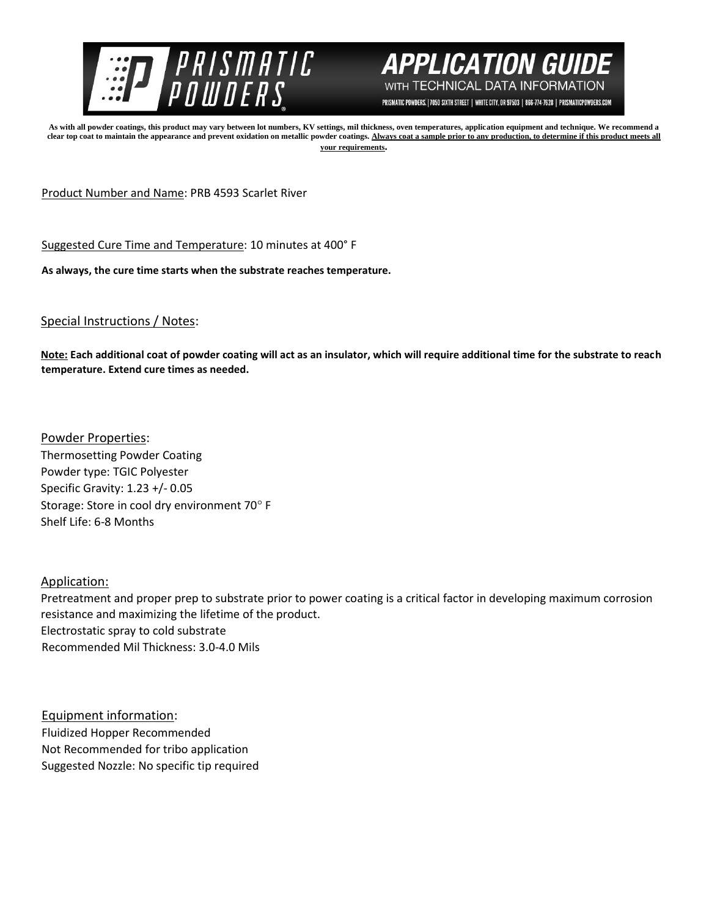# PRISMATIC POWDERS

## APPLICATION GUIDE WITH TECHNICAL DATA INFORMATION

PRISMATIC POWDERS. | 7050 SIXTH STREET | WHITE CITY, OR 97503 | 866-774-7628 | PRISMATICPOWDERS.COM

**As with all powder coatings, this product may vary between lot numbers, KV settings, mil thickness, oven temperatures, application equipment and technique. We recommend a clear top coat to maintain the appearance and prevent oxidation on metallic powder coatings. Always coat a sample prior to any production, to determine if this product meets all your requirements.**

Product Number and Name: PRB 4593 Scarlet River

Suggested Cure Time and Temperature: 10 minutes at 400° F

**As always, the cure time starts when the substrate reaches temperature.**

Special Instructions / Notes:

**Note: Each additional coat of powder coating will act as an insulator, which will require additional time for the substrate to reach temperature. Extend cure times as needed.**

Powder Properties:

Thermosetting Powder Coating
Powder type: TGIC Polyester
Specific Gravity: 1.23 +/- 0.05
Storage: Store in cool dry environment 70° F
Shelf Life: 6-8 Months

Application:

Pretreatment and proper prep to substrate prior to power coating is a critical factor in developing maximum corrosion resistance and maximizing the lifetime of the product.
Electrostatic spray to cold substrate
Recommended Mil Thickness: 3.0-4.0 Mils

Equipment information:

Fluidized Hopper Recommended
Not Recommended for tribo application
Suggested Nozzle: No specific tip required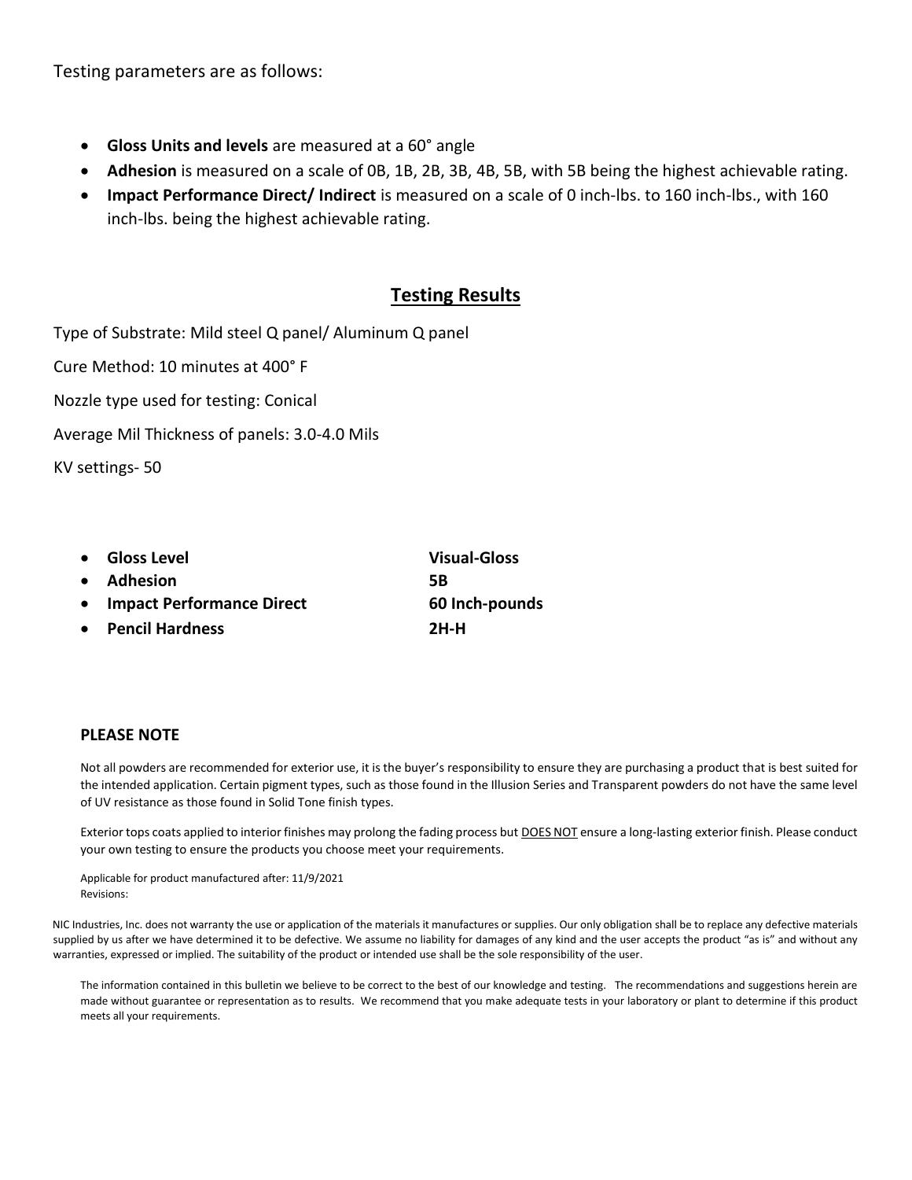Testing parameters are as follows:

- **Gloss Units and levels** are measured at a 60° angle
- **Adhesion** is measured on a scale of 0B, 1B, 2B, 3B, 4B, 5B, with 5B being the highest achievable rating.
- **Impact Performance Direct/ Indirect** is measured on a scale of 0 inch-lbs. to 160 inch-lbs., with 160 inch-lbs. being the highest achievable rating.

## Testing Results

Type of Substrate: Mild steel Q panel/ Aluminum Q panel

Cure Method: 10 minutes at 400° F

Nozzle type used for testing: Conical

Average Mil Thickness of panels: 3.0-4.0 Mils

KV settings- 50

| | |
|---|---|
| **Gloss Level** | **Visual-Gloss** |
| **Adhesion** | **5B** |
| **Impact Performance Direct** | **60 Inch-pounds** |
| **Pencil Hardness** | **2H-H** |

**PLEASE NOTE**

Not all powders are recommended for exterior use, it is the buyer's responsibility to ensure they are purchasing a product that is best suited for the intended application. Certain pigment types, such as those found in the Illusion Series and Transparent powders do not have the same level of UV resistance as those found in Solid Tone finish types.

Exterior tops coats applied to interior finishes may prolong the fading process but DOES NOT ensure a long-lasting exterior finish. Please conduct your own testing to ensure the products you choose meet your requirements.

Applicable for product manufactured after: 11/9/2021
Revisions:

NIC Industries, Inc. does not warranty the use or application of the materials it manufactures or supplies. Our only obligation shall be to replace any defective materials supplied by us after we have determined it to be defective. We assume no liability for damages of any kind and the user accepts the product "as is" and without any warranties, expressed or implied. The suitability of the product or intended use shall be the sole responsibility of the user.

The information contained in this bulletin we believe to be correct to the best of our knowledge and testing. The recommendations and suggestions herein are made without guarantee or representation as to results. We recommend that you make adequate tests in your laboratory or plant to determine if this product meets all your requirements.